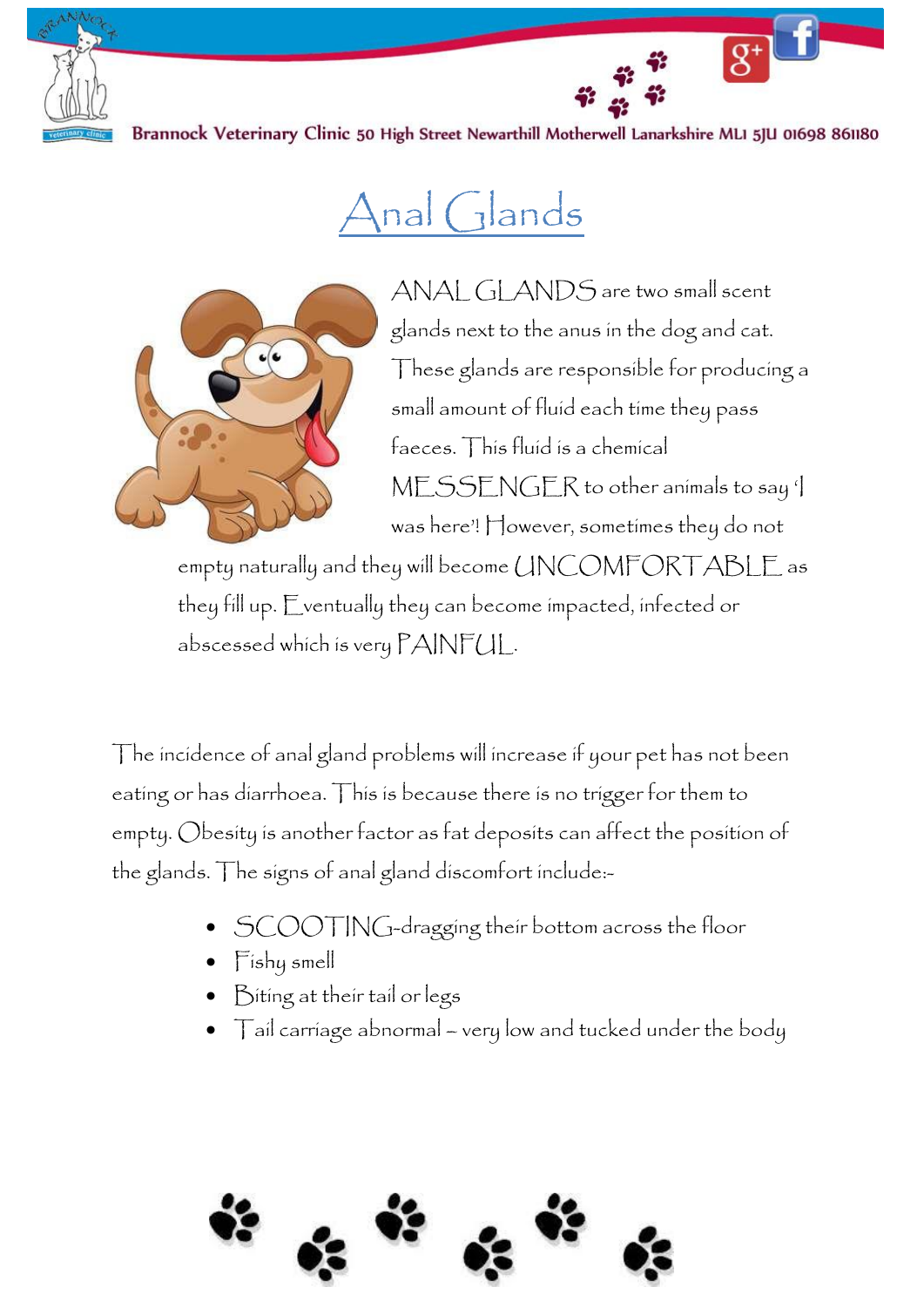Brannock Veterinary Clinic 50 High Street Newarthill Motherwell Lanarkshire ML1 5JU 01698 861180

# Anal Glands

ANAL GLANDS are two small scent glands next to the anus in the dog and cat. These glands are responsible for producing a small amount of fluid each time they pass faeces. This fluid is a chemical MESSENGER to other animals to say 'I was here'! However, sometimes they do not empty naturally and they will become UNCOMFORTABLE as they fill up. Eventually they can become impacted, infected or abscessed which is very PAINFUL.

The incidence of anal gland problems will increase if your pet has not been eating or has diarrhoea. This is because there is no trigger for them to empty. Obesity is another factor as fat deposits can affect the position of the glands. The signs of anal gland discomfort include:-

- SCOOTING-dragging their bottom across the floor
- Fishy smell
- Biting at their tail or legs
- Tail carriage abnormal – very low and tucked under the body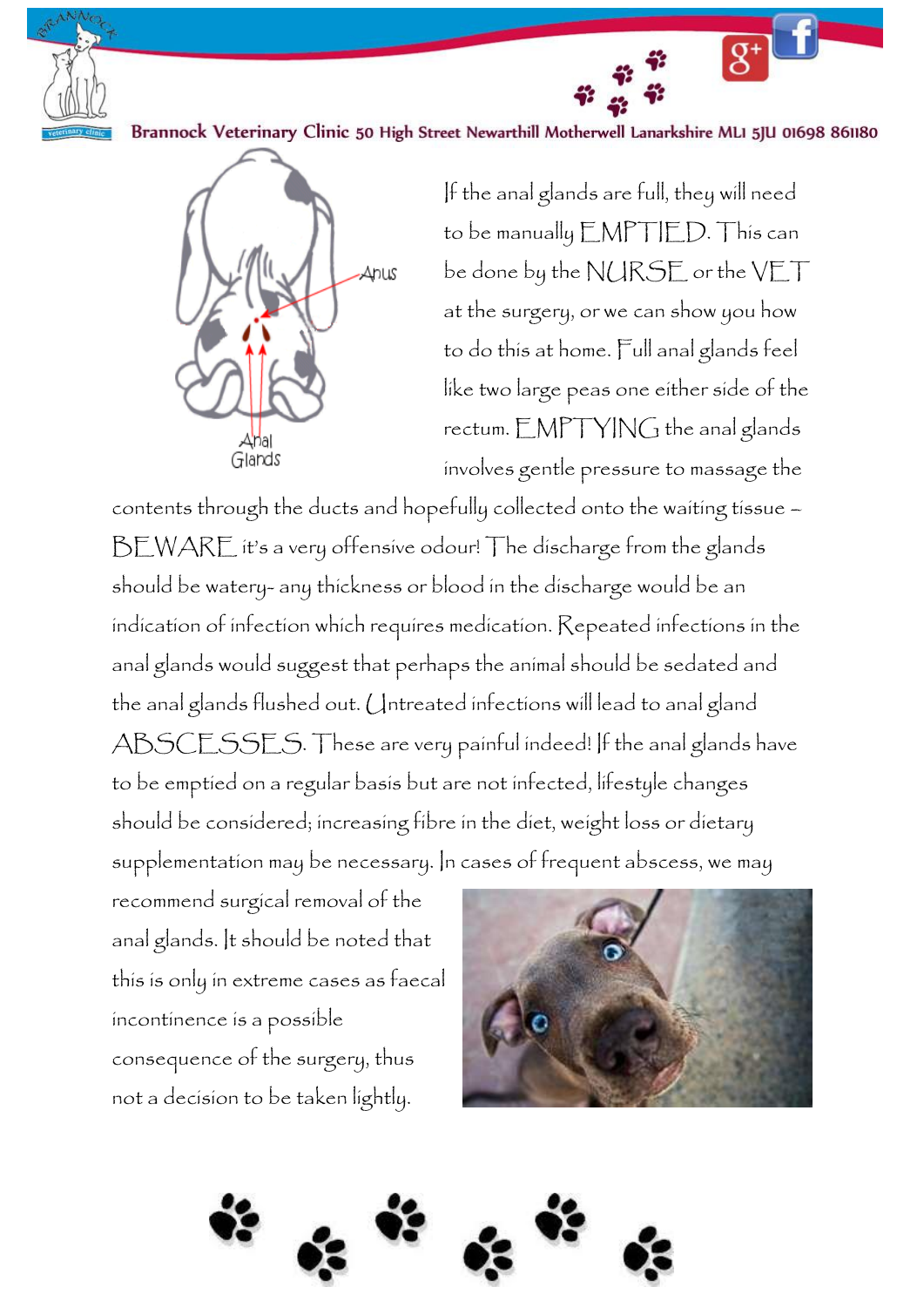Anus

Anal Glands

If the anal glands are full, they will need to be manually EMPTIED. This can be done by the NURSE or the VET at the surgery, or we can show you how to do this at home. Full anal glands feel like two large peas one either side of the rectum. EMPTYING the anal glands involves gentle pressure to massage the contents through the ducts and hopefully collected onto the waiting tissue – BEWARE it's a very offensive odour! The discharge from the glands should be watery- any thickness or blood in the discharge would be an indication of infection which requires medication. Repeated infections in the anal glands would suggest that perhaps the animal should be sedated and the anal glands flushed out. Untreated infections will lead to anal gland ABSCESSES. These are very painful indeed! If the anal glands have to be emptied on a regular basis but are not infected, lifestyle changes should be considered; increasing fibre in the diet, weight loss or dietary supplementation may be necessary. In cases of frequent abscess, we may recommend surgical removal of the anal glands. It should be noted that this is only in extreme cases as faecal incontinence is a possible consequence of the surgery, thus not a decision to be taken lightly.